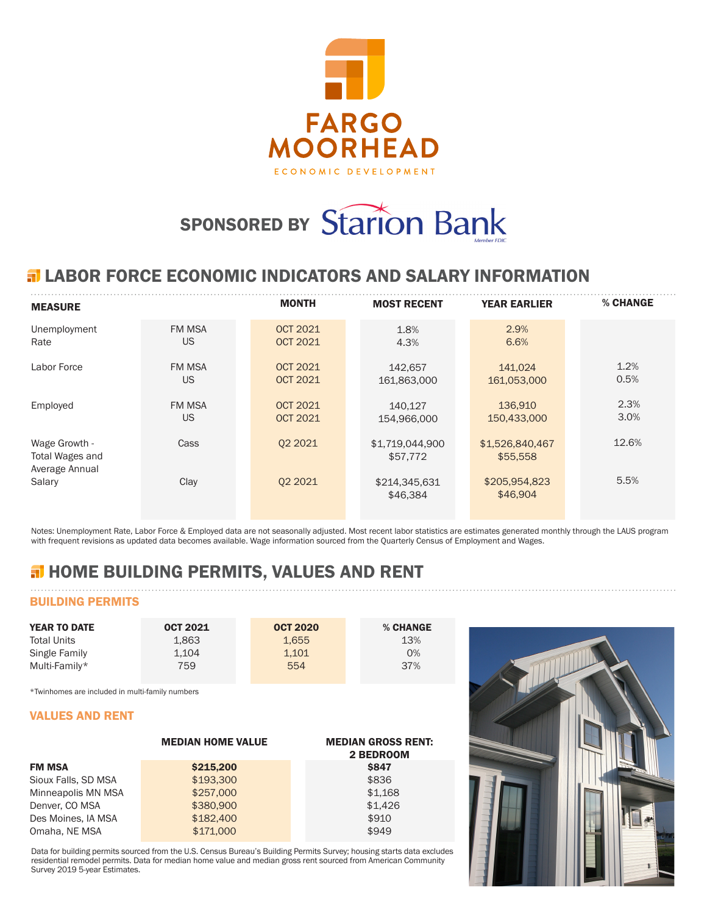# FARGO MOORHEAD

ECONOMIC DEVELOPMENT

**SPONSORED BY** Starion Bank

Member FDIC

## LABOR FORCE ECONOMIC INDICATORS AND SALARY INFORMATION

| MEASURE | | MONTH | MOST RECENT | YEAR EARLIER | % CHANGE |
|---|---|---|---|---|---|
| Unemployment Rate | FM MSA | OCT 2021 | 1.8% | 2.9% | |
| | US | OCT 2021 | 4.3% | 6.6% | |
| Labor Force | FM MSA | OCT 2021 | 142,657 | 141,024 | 1.2% |
| | US | OCT 2021 | 161,863,000 | 161,053,000 | 0.5% |
| Employed | FM MSA | OCT 2021 | 140,127 | 136,910 | 2.3% |
| | US | OCT 2021 | 154,966,000 | 150,433,000 | 3.0% |
| Wage Growth - Total Wages and Average Annual Salary | Cass | Q2 2021 | $1,719,044,900 | $1,526,840,467 | 12.6% |
| | | | $57,772 | $55,558 | |
| | Clay | Q2 2021 | $214,345,631 | $205,954,823 | 5.5% |
| | | | $46,384 | $46,904 | |

Notes: Unemployment Rate, Labor Force & Employed data are not seasonally adjusted. Most recent labor statistics are estimates generated monthly through the LAUS program with frequent revisions as updated data becomes available. Wage information sourced from the Quarterly Census of Employment and Wages.

## HOME BUILDING PERMITS, VALUES AND RENT

### BUILDING PERMITS

| YEAR TO DATE | OCT 2021 | OCT 2020 | % CHANGE |
|---|---|---|---|
| Total Units | 1,863 | 1,655 | 13% |
| Single Family | 1,104 | 1,101 | 0% |
| Multi-Family* | 759 | 554 | 37% |

*Twinhomes are included in multi-family numbers

### VALUES AND RENT

| | MEDIAN HOME VALUE | MEDIAN GROSS RENT: 2 BEDROOM |
|---|---|---|
| **FM MSA** | **$215,200** | **$847** |
| Sioux Falls, SD MSA | $193,300 | $836 |
| Minneapolis MN MSA | $257,000 | $1,168 |
| Denver, CO MSA | $380,900 | $1,426 |
| Des Moines, IA MSA | $182,400 | $910 |
| Omaha, NE MSA | $171,000 | $949 |

Data for building permits sourced from the U.S. Census Bureau's Building Permits Survey; housing starts data excludes residential remodel permits. Data for median home value and median gross rent sourced from American Community Survey 2019 5-year Estimates.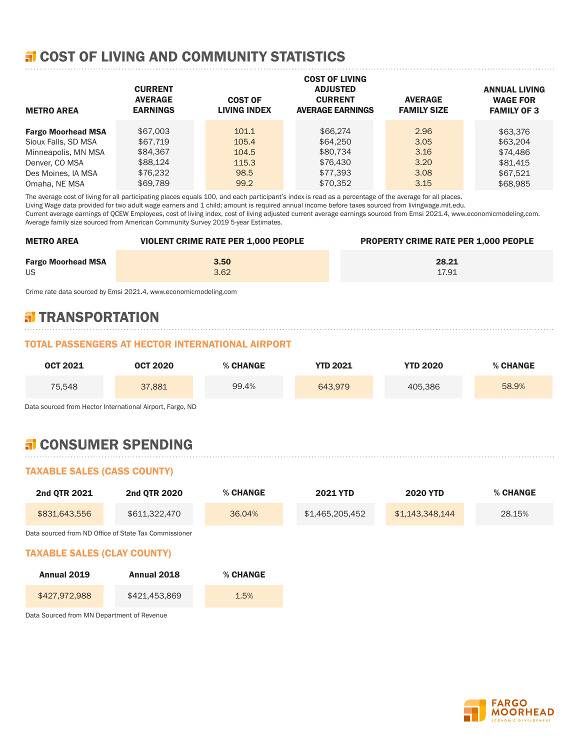# COST OF LIVING AND COMMUNITY STATISTICS

| METRO AREA | CURRENT AVERAGE EARNINGS | COST OF LIVING INDEX | COST OF LIVING ADJUSTED CURRENT AVERAGE EARNINGS | AVERAGE FAMILY SIZE | ANNUAL LIVING WAGE FOR FAMILY OF 3 |
|---|---|---|---|---|---|
| **Fargo Moorhead MSA** | $67,003 | 101.1 | $66,274 | 2.96 | $63,376 |
| Sioux Falls, SD MSA | $67,719 | 105.4 | $64,250 | 3.05 | $63,204 |
| Minneapolis, MN MSA | $84,367 | 104.5 | $80,734 | 3.16 | $74,486 |
| Denver, CO MSA | $88,124 | 115.3 | $76,430 | 3.20 | $81,415 |
| Des Moines, IA MSA | $76,232 | 98.5 | $77,393 | 3.08 | $67,521 |
| Omaha, NE MSA | $69,789 | 99.2 | $70,352 | 3.15 | $68,985 |

The average cost of living for all participating places equals 100, and each participant's index is read as a percentage of the average for all places.
Living Wage data provided for two adult wage earners and 1 child; amount is required annual income before taxes sourced from livingwage.mit.edu.
Current average earnings of QCEW Employees, cost of living index, cost of living adjusted current average earnings sourced from Emsi 2021.4, www.economicmodeling.com.
Average family size sourced from American Community Survey 2019 5-year Estimates.

| METRO AREA | VIOLENT CRIME RATE PER 1,000 PEOPLE | PROPERTY CRIME RATE PER 1,000 PEOPLE |
|---|---|---|
| **Fargo Moorhead MSA** | **3.50** | **28.21** |
| US | 3.62 | 17.91 |

Crime rate data sourced by Emsi 2021.4, www.economicmodeling.com

# TRANSPORTATION

## TOTAL PASSENGERS AT HECTOR INTERNATIONAL AIRPORT

| OCT 2021 | OCT 2020 | % CHANGE | YTD 2021 | YTD 2020 | % CHANGE |
|---|---|---|---|---|---|
| 75,548 | 37,881 | 99.4% | 643,979 | 405,386 | 58.9% |

Data sourced from Hector International Airport, Fargo, ND

# CONSUMER SPENDING

## TAXABLE SALES (CASS COUNTY)

| 2nd QTR 2021 | 2nd QTR 2020 | % CHANGE | 2021 YTD | 2020 YTD | % CHANGE |
|---|---|---|---|---|---|
| $831,643,556 | $611,322,470 | 36.04% | $1,465,205,452 | $1,143,348,144 | 28.15% |

Data sourced from ND Office of State Tax Commissioner

## TAXABLE SALES (CLAY COUNTY)

| Annual 2019 | Annual 2018 | % CHANGE |
|---|---|---|
| $427,972,988 | $421,453,869 | 1.5% |

Data Sourced from MN Department of Revenue